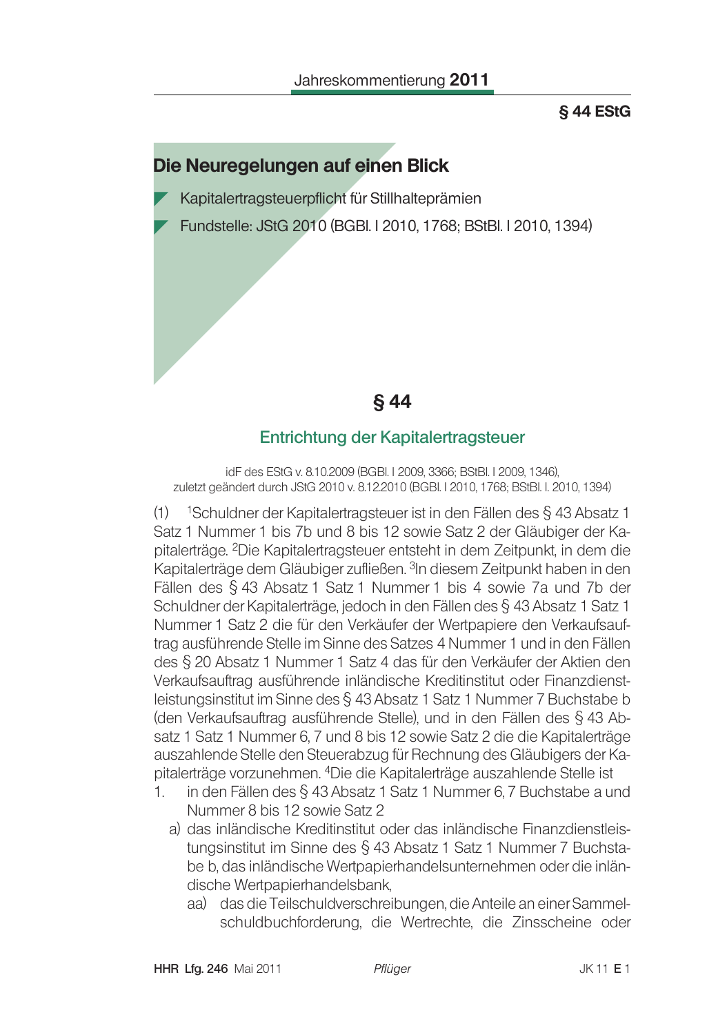# Die Neuregelungen auf einen Blick

- Kapitalertragsteuerpflicht für Stillhalteprämien
- Fundstelle: JStG 2010 (BGBl. I 2010, 1768; BStBl. I 2010, 1394)

## § 44

### Entrichtung der Kapitalertragsteuer

idF des EStG v. 8.10.2009 (BGBl. I 2009, 3366; BStBl. I 2009, 1346), zuletzt geändert durch JStG 2010 v. 8.12.2010 (BGBl. I 2010, 1768; BStBl. I. 2010, 1394)

(1) [1]Schuldner der Kapitalertragsteuer ist in den Fällen des § 43 Absatz 1 Satz 1 Nummer 1 bis 7b und 8 bis 12 sowie Satz 2 der Gläubiger der Kapitalerträge. [2]Die Kapitalertragsteuer entsteht in dem Zeitpunkt, in dem die Kapitalerträge dem Gläubiger zufließen. [3]In diesem Zeitpunkt haben in den Fällen des § 43 Absatz 1 Satz 1 Nummer 1 bis 4 sowie 7a und 7b der Schuldner der Kapitalerträge, jedoch in den Fällen des § 43 Absatz 1 Satz 1 Nummer 1 Satz 2 die für den Verkäufer der Wertpapiere den Verkaufsauftrag ausführende Stelle im Sinne des Satzes 4 Nummer 1 und in den Fällen des § 20 Absatz 1 Nummer 1 Satz 4 das für den Verkäufer der Aktien den Verkaufsauftrag ausführende inländische Kreditinstitut oder Finanzdienstleistungsinstitut im Sinne des § 43 Absatz 1 Satz 1 Nummer 7 Buchstabe b (den Verkaufsauftrag ausführende Stelle), und in den Fällen des § 43 Absatz 1 Satz 1 Nummer 6, 7 und 8 bis 12 sowie Satz 2 die die Kapitalerträge auszahlende Stelle den Steuerabzug für Rechnung des Gläubigers der Kapitalerträge vorzunehmen. [4]Die die Kapitalerträge auszahlende Stelle ist

1. in den Fällen des § 43 Absatz 1 Satz 1 Nummer 6, 7 Buchstabe a und Nummer 8 bis 12 sowie Satz 2
   a) das inländische Kreditinstitut oder das inländische Finanzdienstleistungsinstitut im Sinne des § 43 Absatz 1 Satz 1 Nummer 7 Buchstabe b, das inländische Wertpapierhandelsunternehmen oder die inländische Wertpapierhandelsbank,
      aa) das die Teilschuldverschreibungen, die Anteile an einer Sammelschuldbuchforderung, die Wertrechte, die Zinsscheine oder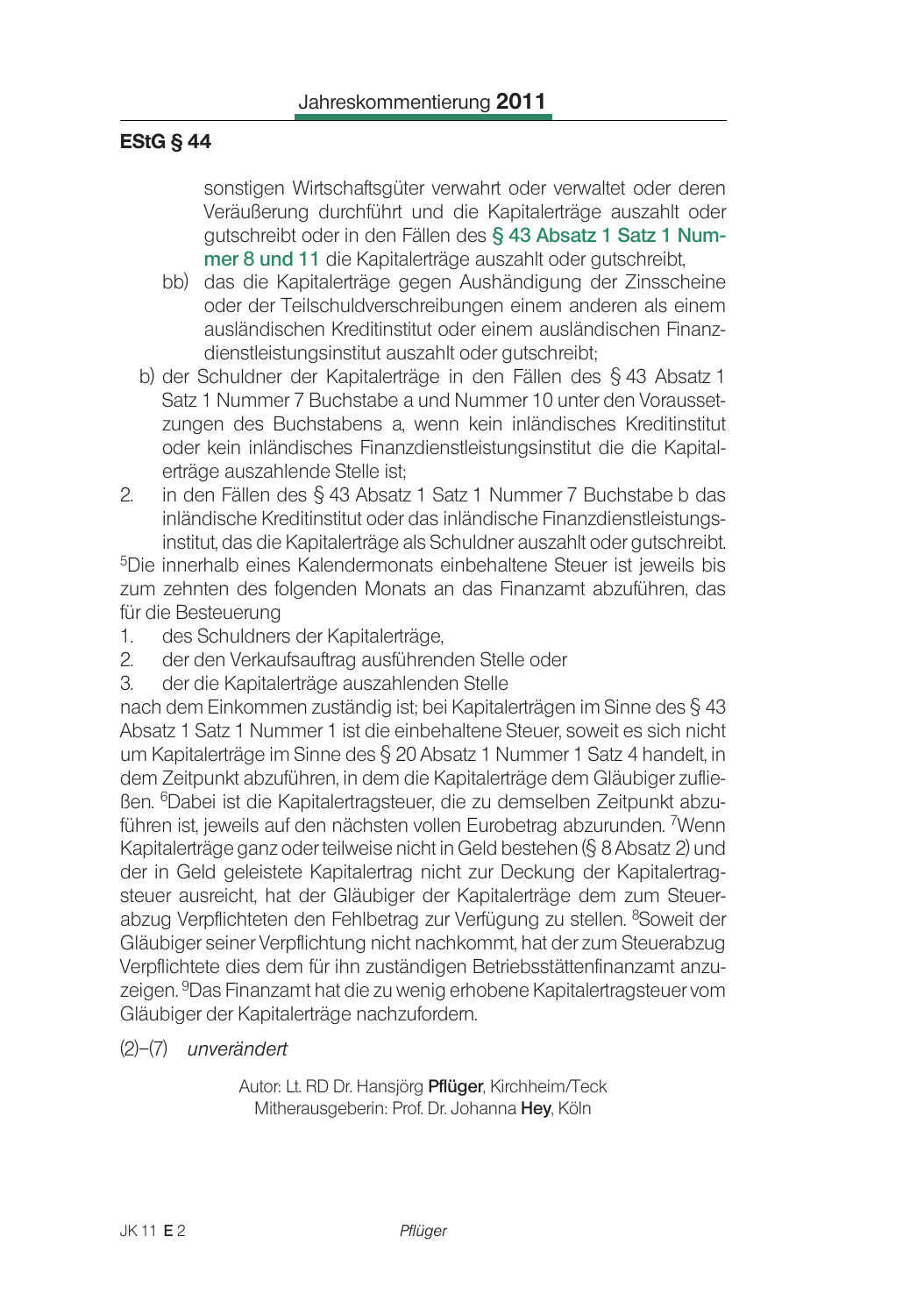## EStG § 44

sonstigen Wirtschaftsgüter verwahrt oder verwaltet oder deren Veräußerung durchführt und die Kapitalerträge auszahlt oder gutschreibt oder in den Fällen des § 43 Absatz 1 Satz 1 Nummer 8 und 11 die Kapitalerträge auszahlt oder gutschreibt,

bb) das die Kapitalerträge gegen Aushändigung der Zinsscheine oder der Teilschuldverschreibungen einem anderen als einem ausländischen Kreditinstitut oder einem ausländischen Finanzdienstleistungsinstitut auszahlt oder gutschreibt;

b) der Schuldner der Kapitalerträge in den Fällen des § 43 Absatz 1 Satz 1 Nummer 7 Buchstabe a und Nummer 10 unter den Voraussetzungen des Buchstabens a, wenn kein inländisches Kreditinstitut oder kein inländisches Finanzdienstleistungsinstitut die die Kapitalerträge auszahlende Stelle ist;

2. in den Fällen des § 43 Absatz 1 Satz 1 Nummer 7 Buchstabe b das inländische Kreditinstitut oder das inländische Finanzdienstleistungsinstitut, das die Kapitalerträge als Schuldner auszahlt oder gutschreibt.

[5]Die innerhalb eines Kalendermonats einbehaltene Steuer ist jeweils bis zum zehnten des folgenden Monats an das Finanzamt abzuführen, das für die Besteuerung

1. des Schuldners der Kapitalerträge,
2. der den Verkaufsauftrag ausführenden Stelle oder
3. der die Kapitalerträge auszahlenden Stelle

nach dem Einkommen zuständig ist; bei Kapitalerträgen im Sinne des § 43 Absatz 1 Satz 1 Nummer 1 ist die einbehaltene Steuer, soweit es sich nicht um Kapitalerträge im Sinne des § 20 Absatz 1 Nummer 1 Satz 4 handelt, in dem Zeitpunkt abzuführen, in dem die Kapitalerträge dem Gläubiger zufließen. [6]Dabei ist die Kapitalertragsteuer, die zu demselben Zeitpunkt abzuführen ist, jeweils auf den nächsten vollen Eurobetrag abzurunden. [7]Wenn Kapitalerträge ganz oder teilweise nicht in Geld bestehen (§ 8 Absatz 2) und der in Geld geleistete Kapitalertrag nicht zur Deckung der Kapitalertragsteuer ausreicht, hat der Gläubiger der Kapitalerträge dem zum Steuerabzug Verpflichteten den Fehlbetrag zur Verfügung zu stellen. [8]Soweit der Gläubiger seiner Verpflichtung nicht nachkommt, hat der zum Steuerabzug Verpflichtete dies dem für ihn zuständigen Betriebsstättenfinanzamt anzuzeigen. [9]Das Finanzamt hat die zu wenig erhobene Kapitalertragsteuer vom Gläubiger der Kapitalerträge nachzufordern.

(2)–(7) *unverändert*

Autor: Lt. RD Dr. Hansjörg **Pflüger**, Kirchheim/Teck
Mitherausgeberin: Prof. Dr. Johanna **Hey**, Köln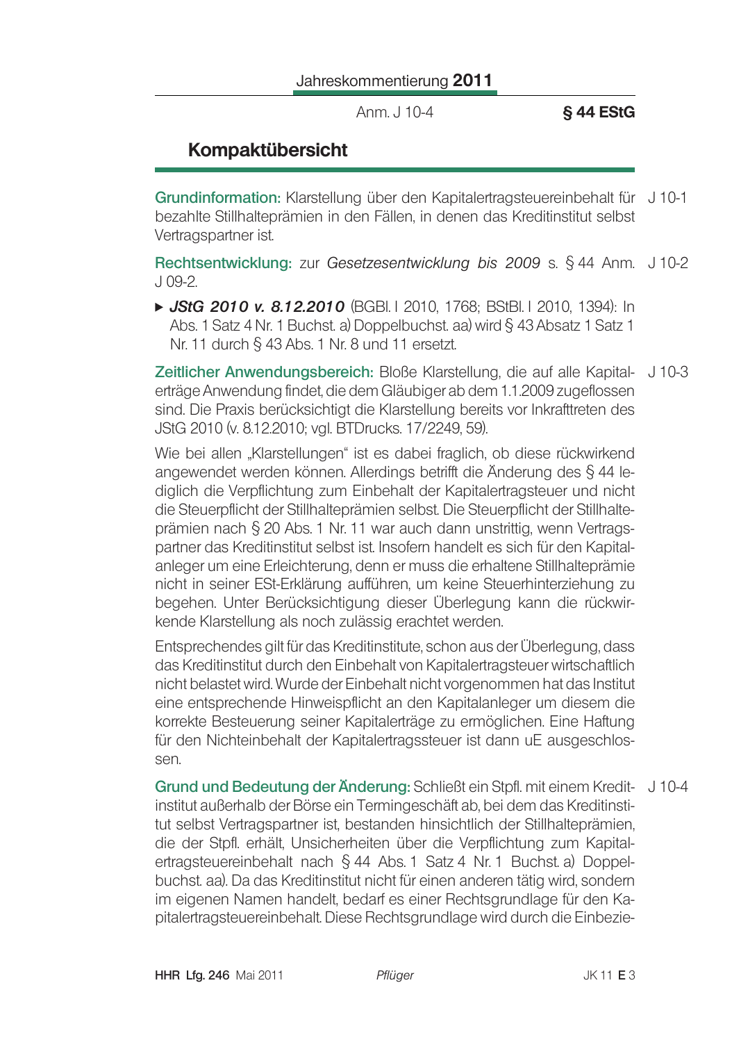## Kompaktübersicht

**Grundinformation:** Klarstellung über den Kapitalertragsteuereinbehalt für bezahlte Stillhalteprämien in den Fällen, in denen das Kreditinstitut selbst Vertragspartner ist. J 10-1

**Rechtsentwicklung:** zur *Gesetzesentwicklung bis 2009* s. § 44 Anm. J 09-2. J 10-2

- ***JStG 2010 v. 8.12.2010*** (BGBl. I 2010, 1768; BStBl. I 2010, 1394): In Abs. 1 Satz 4 Nr. 1 Buchst. a) Doppelbuchst. aa) wird § 43 Absatz 1 Satz 1 Nr. 11 durch § 43 Abs. 1 Nr. 8 und 11 ersetzt.

**Zeitlicher Anwendungsbereich:** Bloße Klarstellung, die auf alle Kapitalerträge Anwendung findet, die dem Gläubiger ab dem 1.1.2009 zugeflossen sind. Die Praxis berücksichtigt die Klarstellung bereits vor Inkrafttreten des JStG 2010 (v. 8.12.2010; vgl. BTDrucks. 17/2249, 59). J 10-3

Wie bei allen „Klarstellungen" ist es dabei fraglich, ob diese rückwirkend angewendet werden können. Allerdings betrifft die Änderung des § 44 lediglich die Verpflichtung zum Einbehalt der Kapitalertragsteuer und nicht die Steuerpflicht der Stillhalteprämien selbst. Die Steuerpflicht der Stillhalteprämien nach § 20 Abs. 1 Nr. 11 war auch dann unstrittig, wenn Vertragspartner das Kreditinstitut selbst ist. Insofern handelt es sich für den Kapitalanleger um eine Erleichterung, denn er muss die erhaltene Stillhalteprämie nicht in seiner ESt-Erklärung aufführen, um keine Steuerhinterziehung zu begehen. Unter Berücksichtigung dieser Überlegung kann die rückwirkende Klarstellung als noch zulässig erachtet werden.

Entsprechendes gilt für das Kreditinstitute, schon aus der Überlegung, dass das Kreditinstitut durch den Einbehalt von Kapitalertragsteuer wirtschaftlich nicht belastet wird. Wurde der Einbehalt nicht vorgenommen hat das Institut eine entsprechende Hinweispflicht an den Kapitalanleger um diesem die korrekte Besteuerung seiner Kapitalerträge zu ermöglichen. Eine Haftung für den Nichteinbehalt der Kapitalertragssteuer ist dann uE ausgeschlossen.

**Grund und Bedeutung der Änderung:** Schließt ein Stpfl. mit einem Kreditinstitut außerhalb der Börse ein Termingeschäft ab, bei dem das Kreditinstitut selbst Vertragspartner ist, bestanden hinsichtlich der Stillhalteprämien, die der Stpfl. erhält, Unsicherheiten über die Verpflichtung zum Kapitalertragsteuereinbehalt nach § 44 Abs. 1 Satz 4 Nr. 1 Buchst. a) Doppelbuchst. aa). Da das Kreditinstitut nicht für einen anderen tätig wird, sondern im eigenen Namen handelt, bedarf es einer Rechtsgrundlage für den Kapitalertragsteuereinbehalt. Diese Rechtsgrundlage wird durch die Einbezie- J 10-4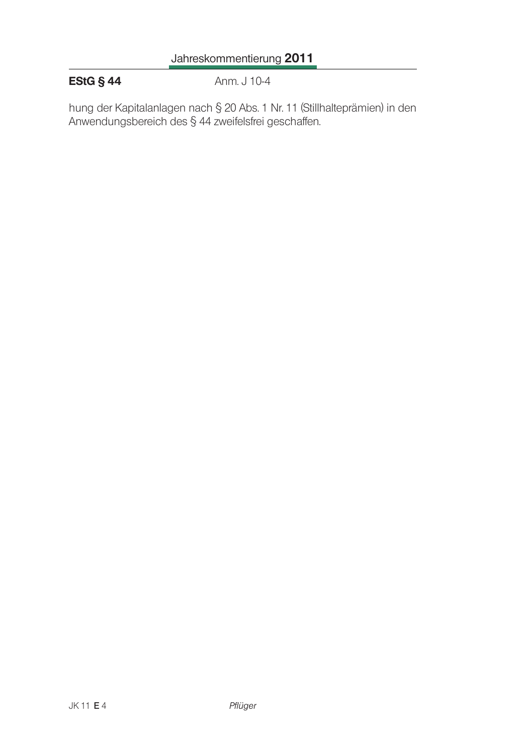hung der Kapitalanlagen nach § 20 Abs. 1 Nr. 11 (Stillhalteprämien) in den Anwendungsbereich des § 44 zweifelsfrei geschaffen.